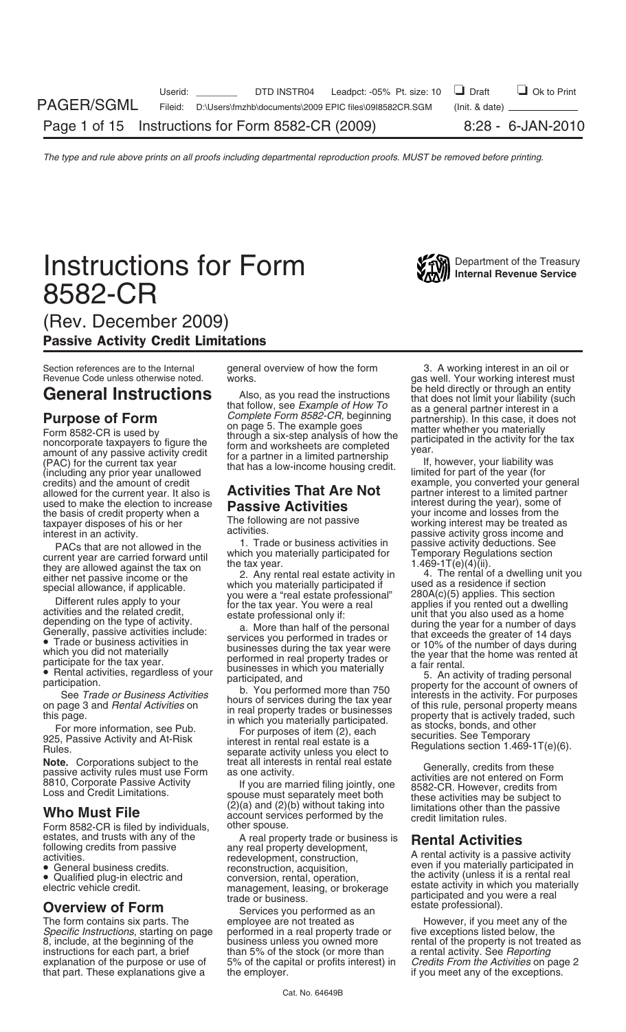# Instructions for Form 8582-CR

Department of the Treasury
**Internal Revenue Service**

(Rev. December 2009)

## Passive Activity Credit Limitations

Section references are to the Internal Revenue Code unless otherwise noted.

# General Instructions

## Purpose of Form

Form 8582-CR is used by noncorporate taxpayers to figure the amount of any passive activity credit (PAC) for the current tax year (including any prior year unallowed credits) and the amount of credit allowed for the current year. It also is used to make the election to increase the basis of credit property when a taxpayer disposes of his or her interest in an activity.

PACs that are not allowed in the current year are carried forward until they are allowed against the tax on either net passive income or the special allowance, if applicable.

Different rules apply to your activities and the related credit, depending on the type of activity. Generally, passive activities include:

- Trade or business activities in which you did not materially participate for the tax year.
- Rental activities, regardless of your participation.

See *Trade or Business Activities* on page 3 and *Rental Activities* on this page.

For more information, see Pub. 925, Passive Activity and At-Risk Rules.

**Note.** Corporations subject to the passive activity rules must use Form 8810, Corporate Passive Activity Loss and Credit Limitations.

## Who Must File

Form 8582-CR is filed by individuals, estates, and trusts with any of the following credits from passive activities.

- General business credits.
- Qualified plug-in electric and electric vehicle credit.

## Overview of Form

The form contains six parts. The *Specific Instructions*, starting on page 8, include, at the beginning of the instructions for each part, a brief explanation of the purpose or use of that part. These explanations give a general overview of how the form works.

Also, as you read the instructions that follow, see *Example of How To Complete Form 8582-CR*, beginning on page 5. The example goes through a six-step analysis of how the form and worksheets are completed for a partner in a limited partnership that has a low-income housing credit.

## Activities That Are Not Passive Activities

The following are not passive activities.

1. Trade or business activities in which you materially participated for the tax year.

2. Any rental real estate activity in which you materially participated if you were a "real estate professional" for the tax year. You were a real estate professional only if:

a. More than half of the personal services you performed in trades or businesses during the tax year were performed in real property trades or businesses in which you materially participated, and

b. You performed more than 750 hours of services during the tax year in real property trades or businesses in which you materially participated.

For purposes of item (2), each interest in rental real estate is a separate activity unless you elect to treat all interests in rental real estate as one activity.

If you are married filing jointly, one spouse must separately meet both (2)(a) and (2)(b) without taking into account services performed by the other spouse.

A real property trade or business is any real property development, redevelopment, construction, reconstruction, acquisition, conversion, rental, operation, management, leasing, or brokerage trade or business.

Services you performed as an employee are not treated as performed in a real property trade or business unless you owned more than 5% of the stock (or more than 5% of the capital or profits interest) in the employer.

3. A working interest in an oil or gas well. Your working interest must be held directly or through an entity that does not limit your liability (such as a general partner interest in a partnership). In this case, it does not matter whether you materially participated in the activity for the tax year.

If, however, your liability was limited for part of the year (for example, you converted your general partner interest to a limited partner interest during the year), some of your income and losses from the working interest may be treated as passive activity gross income and passive activity deductions. See Temporary Regulations section 1.469-1T(e)(4)(ii).

4. The rental of a dwelling unit you used as a residence if section 280A(c)(5) applies. This section applies if you rented out a dwelling unit that you also used as a home during the year for a number of days that exceeds the greater of 14 days or 10% of the number of days during the year that the home was rented at a fair rental.

5. An activity of trading personal property for the account of owners of interests in the activity. For purposes of this rule, personal property means property that is actively traded, such as stocks, bonds, and other securities. See Temporary Regulations section 1.469-1T(e)(6).

Generally, credits from these activities are not entered on Form 8582-CR. However, credits from these activities may be subject to limitations other than the passive credit limitation rules.

## Rental Activities

A rental activity is a passive activity even if you materially participated in the activity (unless it is a rental real estate activity in which you materially participated and you were a real estate professional).

However, if you meet any of the five exceptions listed below, the rental of the property is not treated as a rental activity. See *Reporting Credits From the Activities* on page 2 if you meet any of the exceptions.

Cat. No. 64649B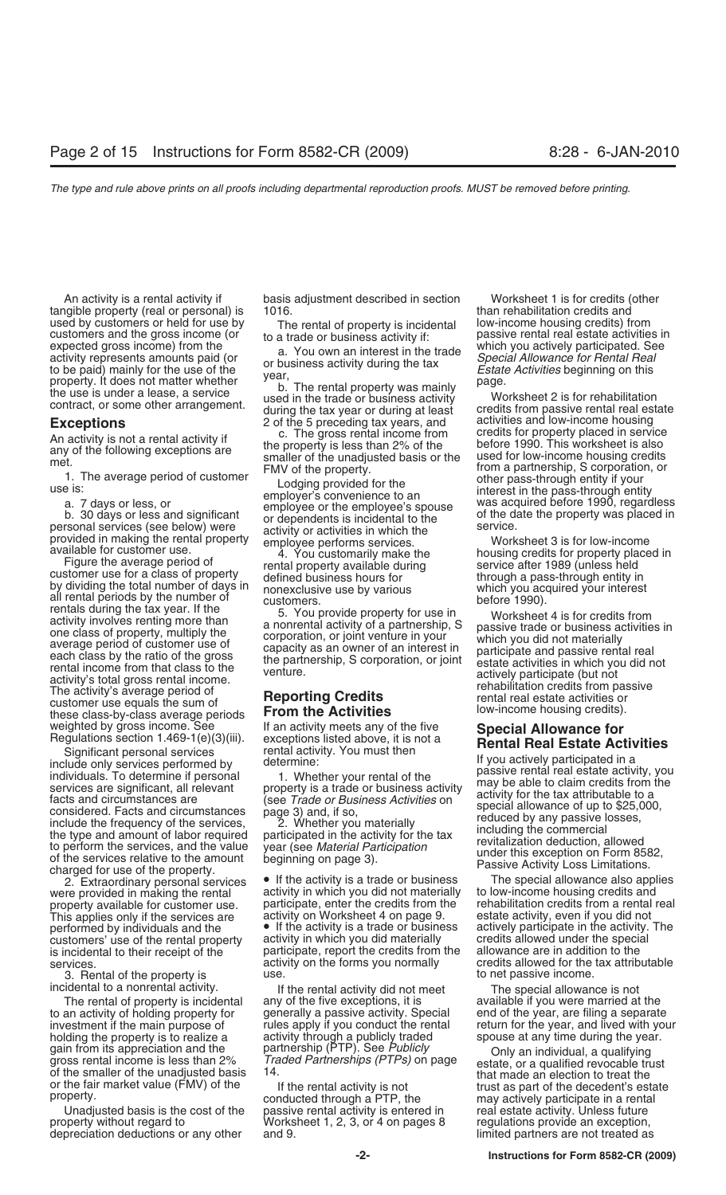An activity is a rental activity if tangible property (real or personal) is used by customers or held for use by customers and the gross income (or expected gross income) from the activity represents amounts paid (or to be paid) mainly for the use of the property. It does not matter whether the use is under a lease, a service contract, or some other arrangement.

### Exceptions

An activity is not a rental activity if any of the following exceptions are met.

1. The average period of customer use is:

a. 7 days or less, or

b. 30 days or less and significant personal services (see below) were provided in making the rental property available for customer use.

Figure the average period of customer use for a class of property by dividing the total number of days in all rental periods by the number of rentals during the tax year. If the activity involves renting more than one class of property, multiply the average period of customer use of each class by the ratio of the gross rental income from that class to the activity's total gross rental income. The activity's average period of customer use equals the sum of these class-by-class average periods weighted by gross income. See Regulations section 1.469-1(e)(3)(iii).

Significant personal services include only services performed by individuals. To determine if personal services are significant, all relevant facts and circumstances are considered. Facts and circumstances include the frequency of the services, the type and amount of labor required to perform the services, and the value of the services relative to the amount charged for use of the property.

2. Extraordinary personal services were provided in making the rental property available for customer use. This applies only if the services are performed by individuals and the customers' use of the rental property is incidental to their receipt of the services.

3. Rental of the property is incidental to a nonrental activity.

The rental of property is incidental to an activity of holding property for investment if the main purpose of holding the property is to realize a gain from its appreciation and the gross rental income is less than 2% of the smaller of the unadjusted basis or the fair market value (FMV) of the property.

Unadjusted basis is the cost of the property without regard to depreciation deductions or any other basis adjustment described in section 1016.

The rental of property is incidental to a trade or business activity if:

a. You own an interest in the trade or business activity during the tax year,

b. The rental property was mainly used in the trade or business activity during the tax year or during at least 2 of the 5 preceding tax years, and

c. The gross rental income from the property is less than 2% of the smaller of the unadjusted basis or the FMV of the property.

Lodging provided for the employer's convenience to an employee or the employee's spouse or dependents is incidental to the activity or activities in which the employee performs services.

4. You customarily make the rental property available during defined business hours for nonexclusive use by various customers.

5. You provide property for use in a nonrental activity of a partnership, S corporation, or joint venture in your capacity as an owner of an interest in the partnership, S corporation, or joint venture.

## Reporting Credits From the Activities

If an activity meets any of the five exceptions listed above, it is not a rental activity. You must then determine:

1. Whether your rental of the property is a trade or business activity (see *Trade or Business Activities* on page 3) and, if so,

2. Whether you materially participated in the activity for the tax year (see *Material Participation* beginning on page 3).

- If the activity is a trade or business activity in which you did not materially participate, enter the credits from the activity on Worksheet 4 on page 9.
- If the activity is a trade or business activity in which you did materially participate, report the credits from the activity on the forms you normally use.

If the rental activity did not meet any of the five exceptions, it is generally a passive activity. Special rules apply if you conduct the rental activity through a publicly traded partnership (PTP). See *Publicly Traded Partnerships (PTPs)* on page 14.

If the rental activity is not conducted through a PTP, the passive rental activity is entered in Worksheet 1, 2, 3, or 4 on pages 8 and 9.

Worksheet 1 is for credits (other than rehabilitation credits and low-income housing credits) from passive rental real estate activities in which you actively participated. See *Special Allowance for Rental Real Estate Activities* beginning on this page.

Worksheet 2 is for rehabilitation credits from passive rental real estate activities and low-income housing credits for property placed in service before 1990. This worksheet is also used for low-income housing credits from a partnership, S corporation, or other pass-through entity if your interest in the pass-through entity was acquired before 1990, regardless of the date the property was placed in service.

Worksheet 3 is for low-income housing credits for property placed in service after 1989 (unless held through a pass-through entity in which you acquired your interest before 1990).

Worksheet 4 is for credits from passive trade or business activities in which you did not materially participate and passive rental real estate activities in which you did not actively participate (but not rehabilitation credits from passive rental real estate activities or low-income housing credits).

## Special Allowance for Rental Real Estate Activities

If you actively participated in a passive rental real estate activity, you may be able to claim credits from the activity for the tax attributable to a special allowance of up to $25,000, reduced by any passive losses, including the commercial revitalization deduction, allowed under this exception on Form 8582, Passive Activity Loss Limitations.

The special allowance also applies to low-income housing credits and rehabilitation credits from a rental real estate activity, even if you did not actively participate in the activity. The credits allowed under the special allowance are in addition to the credits allowed for the tax attributable to net passive income.

The special allowance is not available if you were married at the end of the year, are filing a separate return for the year, and lived with your spouse at any time during the year.

Only an individual, a qualifying estate, or a qualified revocable trust that made an election to treat the trust as part of the decedent's estate may actively participate in a rental real estate activity. Unless future regulations provide an exception, limited partners are not treated as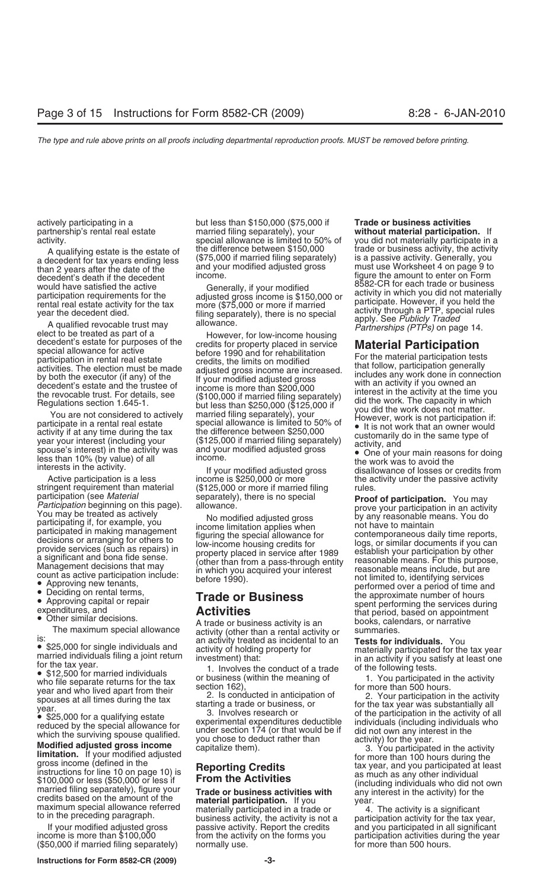actively participating in a partnership's rental real estate activity.

A qualifying estate is the estate of a decedent for tax years ending less than 2 years after the date of the decedent's death if the decedent would have satisfied the active participation requirements for the rental real estate activity for the tax year the decedent died.

A qualified revocable trust may elect to be treated as part of a decedent's estate for purposes of the special allowance for active participation in rental real estate activities. The election must be made by both the executor (if any) of the decedent's estate and the trustee of the revocable trust. For details, see Regulations section 1.645-1.

You are not considered to actively participate in a rental real estate activity if at any time during the tax year your interest (including your spouse's interest) in the activity was less than 10% (by value) of all interests in the activity.

Active participation is a less stringent requirement than material participation (see *Material Participation* beginning on this page). You may be treated as actively participating if, for example, you participated in making management decisions or arranging for others to provide services (such as repairs) in a significant and bona fide sense. Management decisions that may count as active participation include:

- Approving new tenants,
- Deciding on rental terms,
- Approving capital or repair expenditures, and
- Other similar decisions.

The maximum special allowance is:

- $25,000 for single individuals and married individuals filing a joint return for the tax year.
- $12,500 for married individuals who file separate returns for the tax year and who lived apart from their spouses at all times during the tax year.
- $25,000 for a qualifying estate reduced by the special allowance for which the surviving spouse qualified.

**Modified adjusted gross income limitation.** If your modified adjusted gross income (defined in the instructions for line 10 on page 10) is $100,000 or less ($50,000 or less if married filing separately), figure your credits based on the amount of the maximum special allowance referred to in the preceding paragraph.

If your modified adjusted gross income is more than $100,000 ($50,000 if married filing separately) but less than $150,000 ($75,000 if married filing separately), your special allowance is limited to 50% of the difference between $150,000 ($75,000 if married filing separately) and your modified adjusted gross income.

Generally, if your modified adjusted gross income is $150,000 or more ($75,000 or more if married filing separately), there is no special allowance.

However, for low-income housing credits for property placed in service before 1990 and for rehabilitation credits, the limits on modified adjusted gross income are increased. If your modified adjusted gross income is more than $200,000 ($100,000 if married filing separately) but less than $250,000 ($125,000 if married filing separately), your special allowance is limited to 50% of the difference between $250,000 ($125,000 if married filing separately) and your modified adjusted gross income.

If your modified adjusted gross income is $250,000 or more ($125,000 or more if married filing separately), there is no special allowance.

No modified adjusted gross income limitation applies when figuring the special allowance for low-income housing credits for property placed in service after 1989 (other than from a pass-through entity in which you acquired your interest before 1990).

## Trade or Business Activities

A trade or business activity is an activity (other than a rental activity or an activity treated as incidental to an activity of holding property for investment) that:

1. Involves the conduct of a trade or business (within the meaning of section 162),
2. Is conducted in anticipation of starting a trade or business, or
3. Involves research or experimental expenditures deductible under section 174 (or that would be if you chose to deduct rather than capitalize them).

## Reporting Credits From the Activities

**Trade or business activities with material participation.** If you materially participated in a trade or business activity, the activity is not a passive activity. Report the credits from the activity on the forms you normally use.

**Trade or business activities without material participation.** If you did not materially participate in a trade or business activity, the activity is a passive activity. Generally, you must use Worksheet 4 on page 9 to figure the amount to enter on Form 8582-CR for each trade or business activity in which you did not materially participate. However, if you held the activity through a PTP, special rules apply. See *Publicly Traded Partnerships (PTPs)* on page 14.

## Material Participation

For the material participation tests that follow, participation generally includes any work done in connection with an activity if you owned an interest in the activity at the time you did the work. The capacity in which you did the work does not matter. However, work is not participation if:

- It is not work that an owner would customarily do in the same type of activity, and
- One of your main reasons for doing the work was to avoid the disallowance of losses or credits from the activity under the passive activity rules.

**Proof of participation.** You may prove your participation in an activity by any reasonable means. You do not have to maintain contemporaneous daily time reports, logs, or similar documents if you can establish your participation by other reasonable means. For this purpose, reasonable means include, but are not limited to, identifying services performed over a period of time and the approximate number of hours spent performing the services during that period, based on appointment books, calendars, or narrative summaries.

**Tests for individuals.** You materially participated for the tax year in an activity if you satisfy at least one of the following tests.

1. You participated in the activity for more than 500 hours.
2. Your participation in the activity for the tax year was substantially all of the participation in the activity of all individuals (including individuals who did not own any interest in the activity) for the year.
3. You participated in the activity for more than 100 hours during the tax year, and you participated at least as much as any other individual (including individuals who did not own any interest in the activity) for the year.
4. The activity is a significant participation activity for the tax year, and you participated in all significant participation activities during the year for more than 500 hours.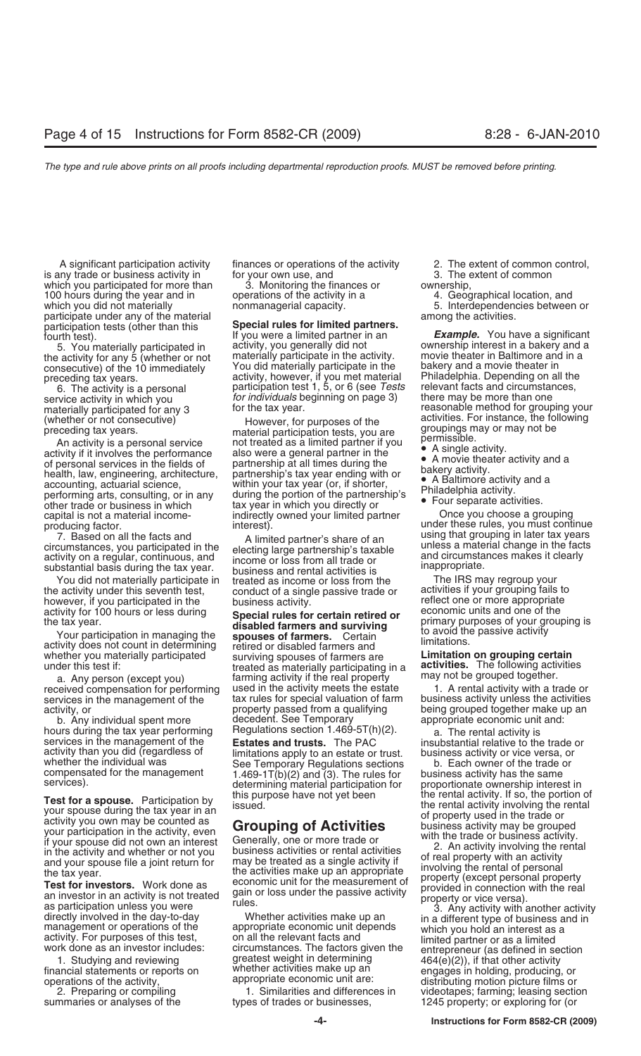A significant participation activity is any trade or business activity in which you participated for more than 100 hours during the year and in which you did not materially participate under any of the material participation tests (other than this fourth test).

5. You materially participated in the activity for any 5 (whether or not consecutive) of the 10 immediately preceding tax years.

6. The activity is a personal service activity in which you materially participated for any 3 (whether or not consecutive) preceding tax years.

An activity is a personal service activity if it involves the performance of personal services in the fields of health, law, engineering, architecture, accounting, actuarial science, performing arts, consulting, or in any other trade or business in which capital is not a material income-producing factor.

7. Based on all the facts and circumstances, you participated in the activity on a regular, continuous, and substantial basis during the tax year.

You did not materially participate in the activity under this seventh test, however, if you participated in the activity for 100 hours or less during the tax year.

Your participation in managing the activity does not count in determining whether you materially participated under this test if:

a. Any person (except you) received compensation for performing services in the management of the activity, or

b. Any individual spent more hours during the tax year performing services in the management of the activity than you did (regardless of whether the individual was compensated for the management services).

**Test for a spouse.** Participation by your spouse during the tax year in an activity you own may be counted as your participation in the activity, even if your spouse did not own an interest in the activity and whether or not you and your spouse file a joint return for the tax year.

**Test for investors.** Work done as an investor in an activity is not treated as participation unless you were directly involved in the day-to-day management or operations of the activity. For purposes of this test, work done as an investor includes:

1. Studying and reviewing financial statements or reports on operations of the activity,

2. Preparing or compiling summaries or analyses of the finances or operations of the activity for your own use, and

3. Monitoring the finances or operations of the activity in a nonmanagerial capacity.

**Special rules for limited partners.** If you were a limited partner in an activity, you generally did not materially participate in the activity. You did materially participate in the activity, however, if you met material participation test 1, 5, or 6 (see *Tests for individuals* beginning on page 3) for the tax year.

However, for purposes of the material participation tests, you are not treated as a limited partner if you also were a general partner in the partnership at all times during the partnership's tax year ending with or within your tax year (or, if shorter, during the portion of the partnership's tax year in which you directly or indirectly owned your limited partner interest).

A limited partner's share of an electing large partnership's taxable income or loss from all trade or business and rental activities is treated as income or loss from the conduct of a single passive trade or business activity.

**Special rules for certain retired or disabled farmers and surviving spouses of farmers.** Certain retired or disabled farmers and surviving spouses of farmers are treated as materially participating in a farming activity if the real property used in the activity meets the estate tax rules for special valuation of farm property passed from a qualifying decedent. See Temporary Regulations section 1.469-5T(h)(2).

**Estates and trusts.** The PAC limitations apply to an estate or trust. See Temporary Regulations sections 1.469-1T(b)(2) and (3). The rules for determining material participation for this purpose have not yet been issued.

## Grouping of Activities

Generally, one or more trade or business activities or rental activities may be treated as a single activity if the activities make up an appropriate economic unit for the measurement of gain or loss under the passive activity rules.

Whether activities make up an appropriate economic unit depends on all the relevant facts and circumstances. The factors given the greatest weight in determining whether activities make up an appropriate economic unit are:

1. Similarities and differences in types of trades or businesses,

2. The extent of common control,

3. The extent of common ownership,

4. Geographical location, and

5. Interdependencies between or among the activities.

***Example.*** You have a significant ownership interest in a bakery and a movie theater in Baltimore and in a bakery and a movie theater in Philadelphia. Depending on all the relevant facts and circumstances, there may be more than one reasonable method for grouping your activities. For instance, the following groupings may or may not be permissible.

- A single activity.
- A movie theater activity and a bakery activity.
- A Baltimore activity and a Philadelphia activity.
- Four separate activities.

Once you choose a grouping under these rules, you must continue using that grouping in later tax years unless a material change in the facts and circumstances makes it clearly inappropriate.

The IRS may regroup your activities if your grouping fails to reflect one or more appropriate economic units and one of the primary purposes of your grouping is to avoid the passive activity limitations.

**Limitation on grouping certain activities.** The following activities may not be grouped together.

1. A rental activity with a trade or business activity unless the activities being grouped together make up an appropriate economic unit and:

a. The rental activity is insubstantial relative to the trade or business activity or vice versa, or

b. Each owner of the trade or business activity has the same proportionate ownership interest in the rental activity. If so, the portion of the rental activity involving the rental of property used in the trade or business activity may be grouped with the trade or business activity.

2. An activity involving the rental of real property with an activity involving the rental of personal property (except personal property provided in connection with the real property or vice versa).

3. Any activity with another activity in a different type of business and in which you hold an interest as a limited partner or as a limited entrepreneur (as defined in section 464(e)(2)), if that other activity engages in holding, producing, or distributing motion picture films or videotapes; farming; leasing section 1245 property; or exploring for (or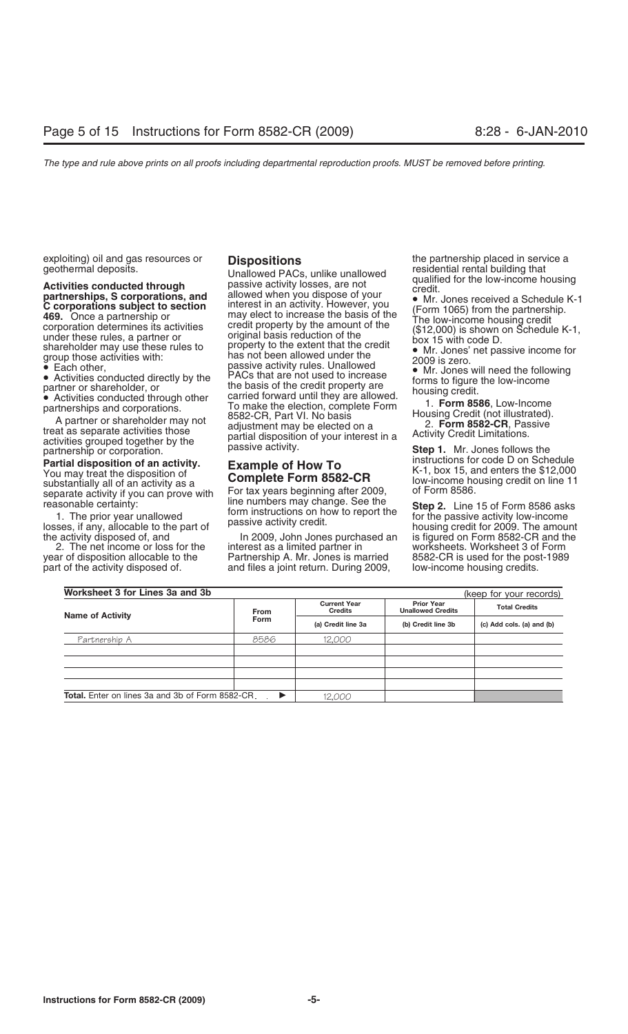exploiting) oil and gas resources or geothermal deposits.

**Activities conducted through partnerships, S corporations, and C corporations subject to section 469.** Once a partnership or corporation determines its activities under these rules, a partner or shareholder may use these rules to group those activities with:

- Each other,
- Activities conducted directly by the partner or shareholder, or
- Activities conducted through other partnerships and corporations.

A partner or shareholder may not treat as separate activities those activities grouped together by the partnership or corporation.

**Partial disposition of an activity.** You may treat the disposition of substantially all of an activity as a separate activity if you can prove with reasonable certainty:

1. The prior year unallowed losses, if any, allocable to the part of the activity disposed of, and
2. The net income or loss for the year of disposition allocable to the part of the activity disposed of.

## Dispositions

Unallowed PACs, unlike unallowed passive activity losses, are not allowed when you dispose of your interest in an activity. However, you may elect to increase the basis of the credit property by the amount of the original basis reduction of the property to the extent that the credit has not been allowed under the passive activity rules. Unallowed PACs that are not used to increase the basis of the credit property are carried forward until they are allowed. To make the election, complete Form 8582-CR, Part VI. No basis adjustment may be elected on a partial disposition of your interest in a passive activity.

## Example of How To Complete Form 8582-CR

For tax years beginning after 2009, line numbers may change. See the form instructions on how to report the passive activity credit.

In 2009, John Jones purchased an interest as a limited partner in Partnership A. Mr. Jones is married and files a joint return. During 2009, the partnership placed in service a residential rental building that qualified for the low-income housing credit.

- Mr. Jones received a Schedule K-1 (Form 1065) from the partnership. The low-income housing credit ($12,000) is shown on Schedule K-1, box 15 with code D.
- Mr. Jones' net passive income for 2009 is zero.
- Mr. Jones will need the following forms to figure the low-income housing credit.

1. **Form 8586**, Low-Income Housing Credit (not illustrated).
2. **Form 8582-CR**, Passive Activity Credit Limitations.

**Step 1.** Mr. Jones follows the instructions for code D on Schedule K-1, box 15, and enters the $12,000 low-income housing credit on line 11 of Form 8586.

**Step 2.** Line 15 of Form 8586 asks for the passive activity low-income housing credit for 2009. The amount is figured on Form 8582-CR and the worksheets. Worksheet 3 of Form 8582-CR is used for the post-1989 low-income housing credits.

**Worksheet 3 for Lines 3a and 3b** (keep for your records)

| Name of Activity | From Form | Current Year Credits<br>(a) Credit line 3a | Prior Year Unallowed Credits<br>(b) Credit line 3b | Total Credits<br>(c) Add cols. (a) and (b) |
|---|---|---|---|---|
| Partnership A | 8586 | 12,000 | | |
| | | | | |
| | | | | |
| | | | | |
| **Total.** Enter on lines 3a and 3b of Form 8582-CR. ▶ | | 12,000 | | |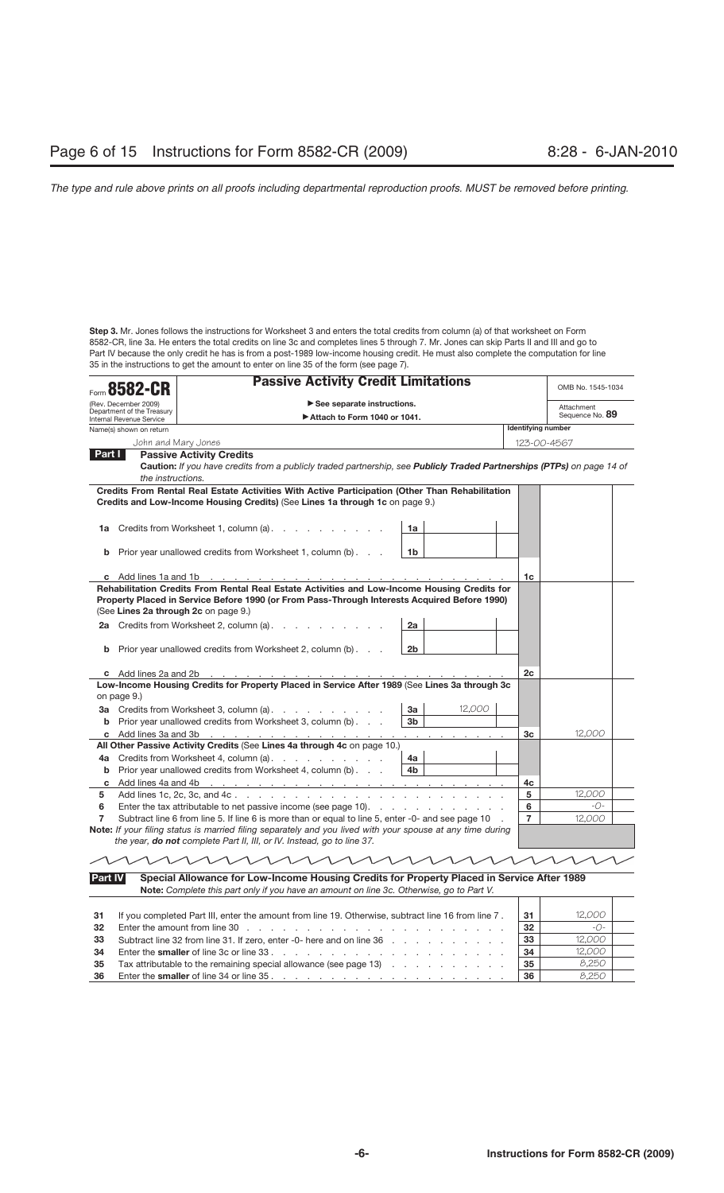The type and rule above prints on all proofs including departmental reproduction proofs. MUST be removed before printing.

**Step 3.** Mr. Jones follows the instructions for Worksheet 3 and enters the total credits from column (a) of that worksheet on Form 8582-CR, line 3a. He enters the total credits on line 3c and completes lines 5 through 7. Mr. Jones can skip Parts II and III and go to Part IV because the only credit he has is from a post-1989 low-income housing credit. He must also complete the computation for line 35 in the instructions to get the amount to enter on line 35 of the form (see page 7).

Form **8582-CR** (Rev. December 2009) Department of the Treasury Internal Revenue Service

**Passive Activity Credit Limitations**

▶ See separate instructions.
▶ Attach to Form 1040 or 1041.

OMB No. 1545-1034
Attachment Sequence No. **89**

Name(s) shown on return: John and Mary Jones
Identifying number: 123-00-4567

**Part I — Passive Activity Credits**

**Caution:** *If you have credits from a publicly traded partnership, see* ***Publicly Traded Partnerships (PTPs)*** *on page 14 of the instructions.*

| | | | | | |
|---|---|---|---|---|---|
| | **Credits From Rental Real Estate Activities With Active Participation (Other Than Rehabilitation Credits and Low-Income Housing Credits)** (See **Lines 1a through 1c** on page 9.) | | | | |
| 1a | Credits from Worksheet 1, column (a) | 1a | | | |
| b | Prior year unallowed credits from Worksheet 1, column (b) | 1b | | | |
| c | Add lines 1a and 1b | | | 1c | |
| | **Rehabilitation Credits From Rental Real Estate Activities and Low-Income Housing Credits for Property Placed in Service Before 1990 (or From Pass-Through Interests Acquired Before 1990)** (See **Lines 2a through 2c** on page 9.) | | | | |
| 2a | Credits from Worksheet 2, column (a) | 2a | | | |
| b | Prior year unallowed credits from Worksheet 2, column (b) | 2b | | | |
| c | Add lines 2a and 2b | | | 2c | |
| | **Low-Income Housing Credits for Property Placed in Service After 1989** (See **Lines 3a through 3c** on page 9.) | | | | |
| 3a | Credits from Worksheet 3, column (a) | 3a | 12,000 | | |
| b | Prior year unallowed credits from Worksheet 3, column (b) | 3b | | | |
| c | Add lines 3a and 3b | | | 3c | 12,000 |
| | **All Other Passive Activity Credits** (See **Lines 4a through 4c** on page 10.) | | | | |
| 4a | Credits from Worksheet 4, column (a) | 4a | | | |
| b | Prior year unallowed credits from Worksheet 4, column (b) | 4b | | | |
| c | Add lines 4a and 4b | | | 4c | |
| 5 | Add lines 1c, 2c, 3c, and 4c | | | 5 | 12,000 |
| 6 | Enter the tax attributable to net passive income (see page 10) | | | 6 | -0- |
| 7 | Subtract line 6 from line 5. If line 6 is more than or equal to line 5, enter -0- and see page 10 | | | 7 | 12,000 |

**Note:** *If your filing status is married filing separately and you lived with your spouse at any time during the year,* ***do not*** *complete Part II, III, or IV. Instead, go to line 37.*

**Part IV — Special Allowance for Low-Income Housing Credits for Property Placed in Service After 1989**

**Note:** *Complete this part only if you have an amount on line 3c. Otherwise, go to Part V.*

| | | | |
|---|---|---|---|
| 31 | If you completed Part III, enter the amount from line 19. Otherwise, subtract line 16 from line 7 | 31 | 12,000 |
| 32 | Enter the amount from line 30 | 32 | -0- |
| 33 | Subtract line 32 from line 31. If zero, enter -0- here and on line 36 | 33 | 12,000 |
| 34 | Enter the **smaller** of line 3c or line 33 | 34 | 12,000 |
| 35 | Tax attributable to the remaining special allowance (see page 13) | 35 | 8,250 |
| 36 | Enter the **smaller** of line 34 or line 35 | 36 | 8,250 |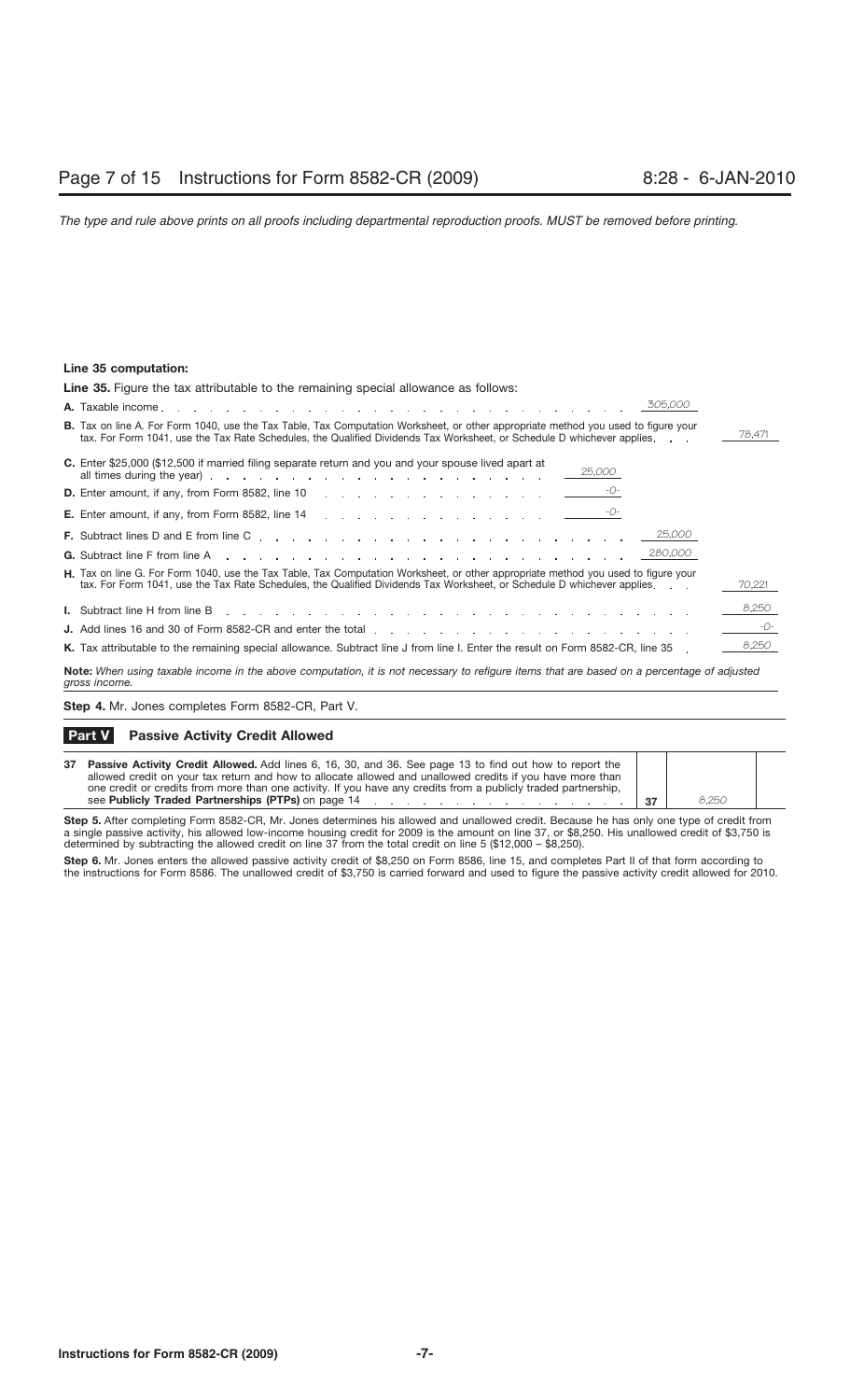**Line 35 computation:**

**Line 35.** Figure the tax attributable to the remaining special allowance as follows:

| | | | |
|---|---|---|---|
| **A.** Taxable income | | 305,000 | |
| **B.** Tax on line A. For Form 1040, use the Tax Table, Tax Computation Worksheet, or other appropriate method you used to figure your tax. For Form 1041, use the Tax Rate Schedules, the Qualified Dividends Tax Worksheet, or Schedule D whichever applies. | | | 78,471 |
| **C.** Enter $25,000 ($12,500 if married filing separate return and you and your spouse lived apart at all times during the year) | 25,000 | | |
| **D.** Enter amount, if any, from Form 8582, line 10 | -0- | | |
| **E.** Enter amount, if any, from Form 8582, line 14 | -0- | | |
| **F.** Subtract lines D and E from line C | | 25,000 | |
| **G.** Subtract line F from line A | | 280,000 | |
| **H.** Tax on line G. For Form 1040, use the Tax Table, Tax Computation Worksheet, or other appropriate method you used to figure your tax. For Form 1041, use the Tax Rate Schedules, the Qualified Dividends Tax Worksheet, or Schedule D whichever applies. | | | 70,221 |
| **I.** Subtract line H from line B | | | 8,250 |
| **J.** Add lines 16 and 30 of Form 8582-CR and enter the total | | | -0- |
| **K.** Tax attributable to the remaining special allowance. Subtract line J from line I. Enter the result on Form 8582-CR, line 35 | | | 8,250 |

**Note:** *When using taxable income in the above computation, it is not necessary to refigure items that are based on a percentage of adjusted gross income.*

**Step 4.** Mr. Jones completes Form 8582-CR, Part V.

## Part V Passive Activity Credit Allowed

| | | | |
|---|---|---|---|
| **37** | **Passive Activity Credit Allowed.** Add lines 6, 16, 30, and 36. See page 13 to find out how to report the allowed credit on your tax return and how to allocate allowed and unallowed credits if you have more than one credit or credits from more than one activity. If you have any credits from a publicly traded partnership, see **Publicly Traded Partnerships (PTPs)** on page 14 | **37** | 8,250 |

**Step 5.** After completing Form 8582-CR, Mr. Jones determines his allowed and unallowed credit. Because he has only one type of credit from a single passive activity, his allowed low-income housing credit for 2009 is the amount on line 37, or $8,250. His unallowed credit of $3,750 is determined by subtracting the allowed credit on line 37 from the total credit on line 5 ($12,000 – $8,250).

**Step 6.** Mr. Jones enters the allowed passive activity credit of $8,250 on Form 8586, line 15, and completes Part II of that form according to the instructions for Form 8586. The unallowed credit of $3,750 is carried forward and used to figure the passive activity credit allowed for 2010.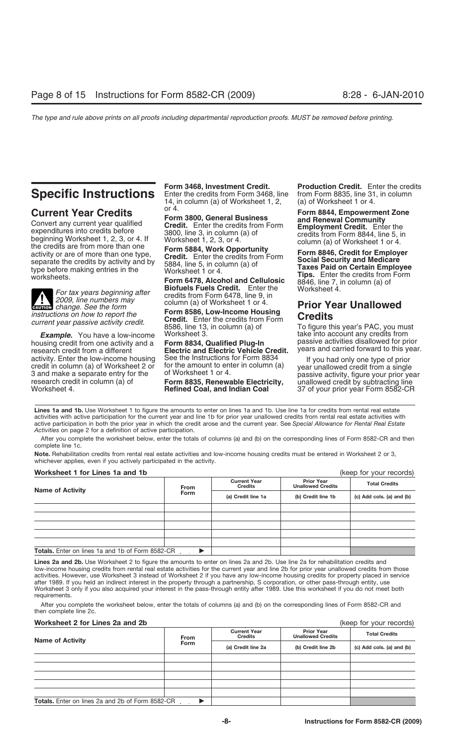# Specific Instructions

## Current Year Credits

Convert any current year qualified expenditures into credits before beginning Worksheet 1, 2, 3, or 4. If the credits are from more than one activity or are of more than one type, separate the credits by activity and by type before making entries in the worksheets.

**CAUTION** *For tax years beginning after 2009, line numbers may change. See the form instructions on how to report the current year passive activity credit.*

***Example.*** You have a low-income housing credit from one activity and a research credit from a different activity. Enter the low-income housing credit in column (a) of Worksheet 2 or 3 and make a separate entry for the research credit in column (a) of Worksheet 4.

**Form 3468, Investment Credit.** Enter the credits from Form 3468, line 14, in column (a) of Worksheet 1, 2, or 4.

**Form 3800, General Business Credit.** Enter the credits from Form 3800, line 3, in column (a) of Worksheet 1, 2, 3, or 4.

**Form 5884, Work Opportunity Credit.** Enter the credits from Form 5884, line 5, in column (a) of Worksheet 1 or 4.

**Form 6478, Alcohol and Cellulosic Biofuels Fuels Credit.** Enter the credits from Form 6478, line 9, in column (a) of Worksheet 1 or 4.

**Form 8586, Low-Income Housing Credit.** Enter the credits from Form 8586, line 13, in column (a) of Worksheet 3.

**Form 8834, Qualified Plug-In Electric and Electric Vehicle Credit.** See the Instructions for Form 8834 for the amount to enter in column (a) of Worksheet 1 or 4.

**Form 8835, Renewable Electricity, Refined Coal, and Indian Coal Production Credit.** Enter the credits from Form 8835, line 31, in column (a) of Worksheet 1 or 4.

**Form 8844, Empowerment Zone and Renewal Community Employment Credit.** Enter the credits from Form 8844, line 5, in column (a) of Worksheet 1 or 4.

**Form 8846, Credit for Employer Social Security and Medicare Taxes Paid on Certain Employee Tips.** Enter the credits from Form 8846, line 7, in column (a) of Worksheet 4.

## Prior Year Unallowed Credits

To figure this year's PAC, you must take into account any credits from passive activities disallowed for prior years and carried forward to this year.

If you had only one type of prior year unallowed credit from a single passive activity, figure your prior year unallowed credit by subtracting line 37 of your prior year Form 8582-CR

**Lines 1a and 1b.** Use Worksheet 1 to figure the amounts to enter on lines 1a and 1b. Use line 1a for credits from rental real estate activities with active participation for the current year and line 1b for prior year unallowed credits from rental real estate activities with active participation in both the prior year in which the credit arose and the current year. See *Special Allowance for Rental Real Estate Activities* on page 2 for a definition of active participation.

After you complete the worksheet below, enter the totals of columns (a) and (b) on the corresponding lines of Form 8582-CR and then complete line 1c.

**Note.** Rehabilitation credits from rental real estate activities and low-income housing credits must be entered in Worksheet 2 or 3, whichever applies, even if you actively participated in the activity.

**Worksheet 1 for Lines 1a and 1b** (keep for your records)

| Name of Activity | From Form | Current Year Credits | Prior Year Unallowed Credits | Total Credits |
|---|---|---|---|---|
| | | (a) Credit line 1a | (b) Credit line 1b | (c) Add cols. (a) and (b) |
| | | | | |
| | | | | |
| | | | | |
| | | | | |
| **Totals.** Enter on lines 1a and 1b of Form 8582-CR . . . ▶ | | | | |

**Lines 2a and 2b.** Use Worksheet 2 to figure the amounts to enter on lines 2a and 2b. Use line 2a for rehabilitation credits and low-income housing credits from rental real estate activities for the current year and line 2b for prior year unallowed credits from those activities. However, use Worksheet 3 instead of Worksheet 2 if you have any low-income housing credits for property placed in service after 1989. If you held an indirect interest in the property through a partnership, S corporation, or other pass-through entity, use Worksheet 3 only if you also acquired your interest in the pass-through entity after 1989. Use this worksheet if you do not meet both requirements.

After you complete the worksheet below, enter the totals of columns (a) and (b) on the corresponding lines of Form 8582-CR and then complete line 2c.

**Worksheet 2 for Lines 2a and 2b** (keep for your records)

| Name of Activity | From Form | Current Year Credits | Prior Year Unallowed Credits | Total Credits |
|---|---|---|---|---|
| | | (a) Credit line 2a | (b) Credit line 2b | (c) Add cols. (a) and (b) |
| | | | | |
| | | | | |
| | | | | |
| | | | | |
| **Totals.** Enter on lines 2a and 2b of Form 8582-CR . . . ▶ | | | | |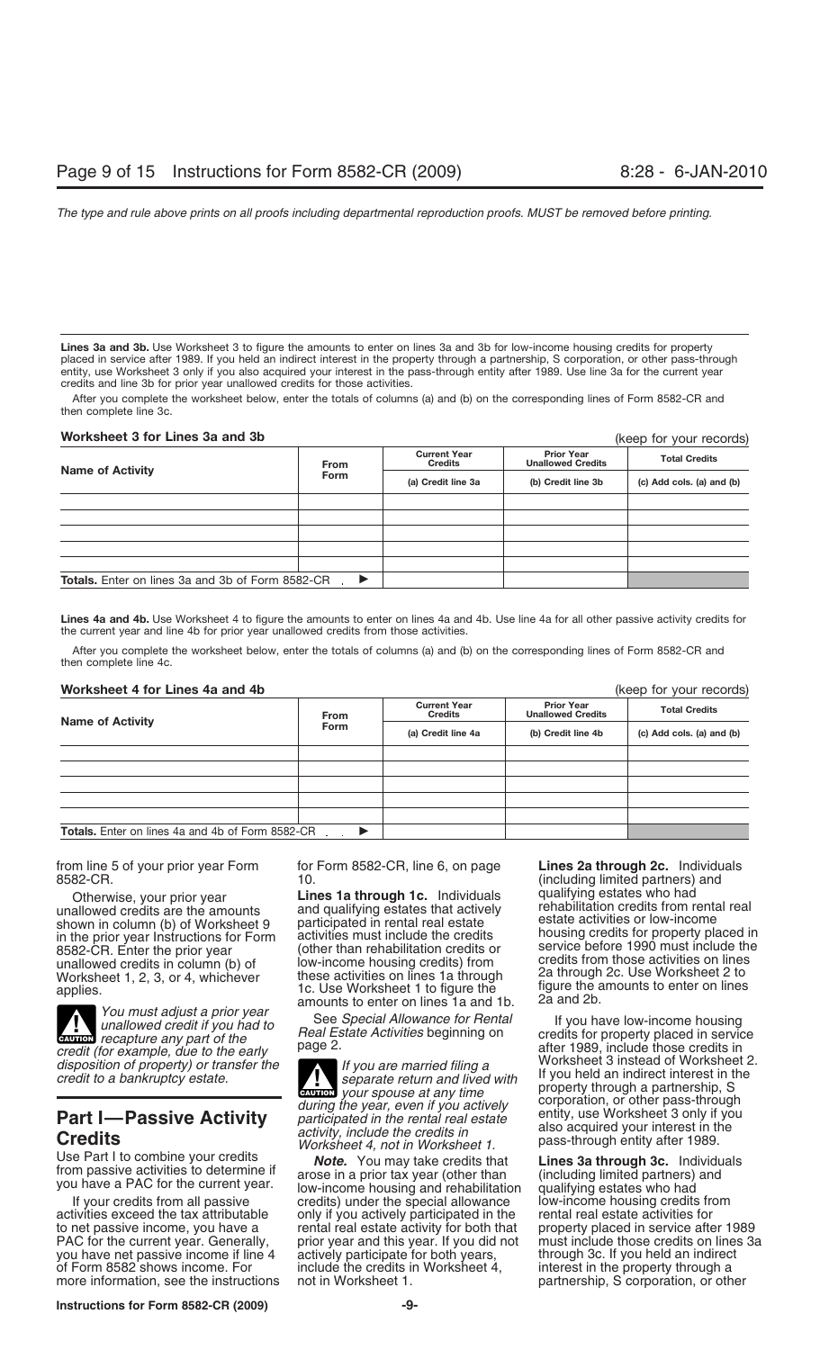**Lines 3a and 3b.** Use Worksheet 3 to figure the amounts to enter on lines 3a and 3b for low-income housing credits for property placed in service after 1989. If you held an indirect interest in the property through a partnership, S corporation, or other pass-through entity, use Worksheet 3 only if you also acquired your interest in the pass-through entity after 1989. Use line 3a for the current year credits and line 3b for prior year unallowed credits for those activities.

After you complete the worksheet below, enter the totals of columns (a) and (b) on the corresponding lines of Form 8582-CR and then complete line 3c.

**Worksheet 3 for Lines 3a and 3b** (keep for your records)

| Name of Activity | From Form | Current Year Credits<br>(a) Credit line 3a | Prior Year Unallowed Credits<br>(b) Credit line 3b | Total Credits<br>(c) Add cols. (a) and (b) |
|---|---|---|---|---|
| | | | | |
| | | | | |
| | | | | |
| | | | | |
| | | | | |
| **Totals.** Enter on lines 3a and 3b of Form 8582-CR . ▶ | | | | |

**Lines 4a and 4b.** Use Worksheet 4 to figure the amounts to enter on lines 4a and 4b. Use line 4a for all other passive activity credits for the current year and line 4b for prior year unallowed credits from those activities.

After you complete the worksheet below, enter the totals of columns (a) and (b) on the corresponding lines of Form 8582-CR and then complete line 4c.

**Worksheet 4 for Lines 4a and 4b** (keep for your records)

| Name of Activity | From Form | Current Year Credits<br>(a) Credit line 4a | Prior Year Unallowed Credits<br>(b) Credit line 4b | Total Credits<br>(c) Add cols. (a) and (b) |
|---|---|---|---|---|
| | | | | |
| | | | | |
| | | | | |
| | | | | |
| | | | | |
| **Totals.** Enter on lines 4a and 4b of Form 8582-CR . . ▶ | | | | |

from line 5 of your prior year Form 8582-CR.

Otherwise, your prior year unallowed credits are the amounts shown in column (b) of Worksheet 9 in the prior year Instructions for Form 8582-CR. Enter the prior year unallowed credits in column (b) of Worksheet 1, 2, 3, or 4, whichever applies.

**CAUTION:** *You must adjust a prior year unallowed credit if you had to recapture any part of the credit (for example, due to the early disposition of property) or transfer the credit to a bankruptcy estate.*

## Part I—Passive Activity Credits

Use Part I to combine your credits from passive activities to determine if you have a PAC for the current year.

If your credits from all passive activities exceed the tax attributable to net passive income, you have a PAC for the current year. Generally, you have net passive income if line 4 of Form 8582 shows income. For more information, see the instructions for Form 8582-CR, line 6, on page 10.

**Lines 1a through 1c.** Individuals and qualifying estates that actively participated in rental real estate activities must include the credits (other than rehabilitation credits or low-income housing credits) from these activities on lines 1a through 1c. Use Worksheet 1 to figure the amounts to enter on lines 1a and 1b.

See *Special Allowance for Rental Real Estate Activities* beginning on page 2.

**CAUTION:** *If you are married filing a separate return and lived with your spouse at any time during the year, even if you actively participated in the rental real estate activity, include the credits in Worksheet 4, not in Worksheet 1.*

***Note.*** You may take credits that arose in a prior tax year (other than low-income housing and rehabilitation credits) under the special allowance only if you actively participated in the rental real estate activity for both that prior year and this year. If you did not actively participate for both years, include the credits in Worksheet 4, not in Worksheet 1.

**Lines 2a through 2c.** Individuals (including limited partners) and qualifying estates who had rehabilitation credits from rental real estate activities or low-income housing credits for property placed in service before 1990 must include the credits from those activities on lines 2a through 2c. Use Worksheet 2 to figure the amounts to enter on lines 2a and 2b.

If you have low-income housing credits for property placed in service after 1989, include those credits in Worksheet 3 instead of Worksheet 2. If you held an indirect interest in the property through a partnership, S corporation, or other pass-through entity, use Worksheet 3 only if you also acquired your interest in the pass-through entity after 1989.

**Lines 3a through 3c.** Individuals (including limited partners) and qualifying estates who had low-income housing credits from rental real estate activities for property placed in service after 1989 must include those credits on lines 3a through 3c. If you held an indirect interest in the property through a partnership, S corporation, or other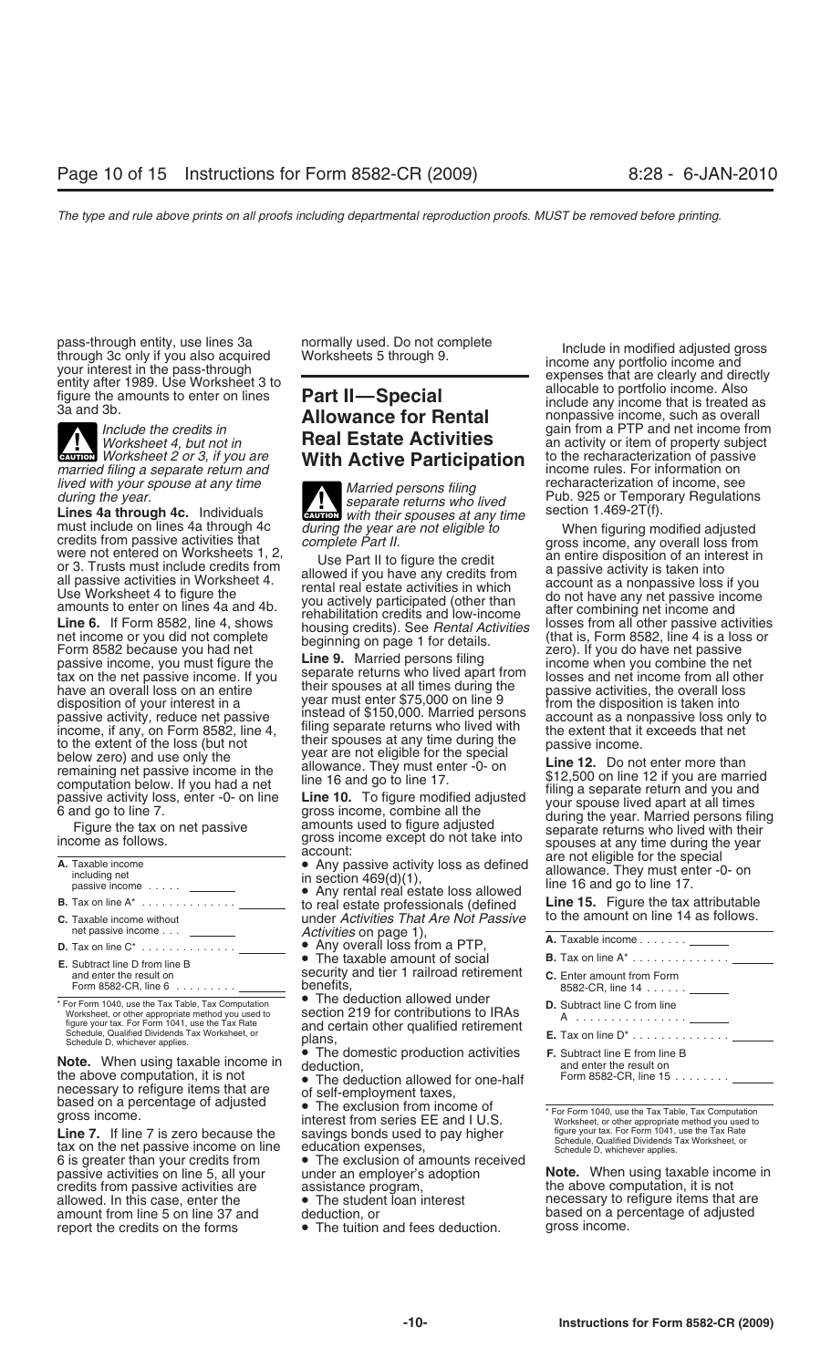pass-through entity, use lines 3a through 3c only if you also acquired your interest in the pass-through entity after 1989. Use Worksheet 3 to figure the amounts to enter on lines 3a and 3b.

**CAUTION** *Include the credits in Worksheet 4, but not in Worksheet 2 or 3, if you are married filing a separate return and lived with your spouse at any time during the year.*

**Lines 4a through 4c.** Individuals must include on lines 4a through 4c credits from passive activities that were not entered on Worksheets 1, 2, or 3. Trusts must include credits from all passive activities in Worksheet 4. Use Worksheet 4 to figure the amounts to enter on lines 4a and 4b.

**Line 6.** If Form 8582, line 4, shows net income or you did not complete Form 8582 because you had net passive income, you must figure the tax on the net passive income. If you have an overall loss on an entire disposition of your interest in a passive activity, reduce net passive income, if any, on Form 8582, line 4, to the extent of the loss (but not below zero) and use only the remaining net passive income in the computation below. If you had a net passive activity loss, enter -0- on line 6 and go to line 7.

Figure the tax on net passive income as follows.

| | |
|---|---|
| **A.** Taxable income including net passive income . . . . . | |
| **B.** Tax on line A* . . . . . . . . . . . . . . | |
| **C.** Taxable income without net passive income . . . | |
| **D.** Tax on line C* . . . . . . . . . . . . . . | |
| **E.** Subtract line D from line B and enter the result on Form 8582-CR, line 6 . . . . . . . . . | |

* For Form 1040, use the Tax Table, Tax Computation Worksheet, or other appropriate method you used to figure your tax. For Form 1041, use the Tax Rate Schedule, Qualified Dividends Tax Worksheet, or Schedule D, whichever applies.

**Note.** When using taxable income in the above computation, it is not necessary to refigure items that are based on a percentage of adjusted gross income.

**Line 7.** If line 7 is zero because the tax on the net passive income on line 6 is greater than your credits from passive activities on line 5, all your credits from passive activities are allowed. In this case, enter the amount from line 5 on line 37 and report the credits on the forms normally used. Do not complete Worksheets 5 through 9.

## Part II—Special Allowance for Rental Real Estate Activities With Active Participation

**CAUTION** *Married persons filing separate returns who lived with their spouses at any time during the year are not eligible to complete Part II.*

Use Part II to figure the credit allowed if you have any credits from rental real estate activities in which you actively participated (other than rehabilitation credits and low-income housing credits). See *Rental Activities* beginning on page 1 for details.

**Line 9.** Married persons filing separate returns who lived apart from their spouses at all times during the year must enter $75,000 on line 9 instead of $150,000. Married persons filing separate returns who lived with their spouses at any time during the year are not eligible for the special allowance. They must enter -0- on line 16 and go to line 17.

**Line 10.** To figure modified adjusted gross income, combine all the amounts used to figure adjusted gross income except do not take into account:

- Any passive activity loss as defined in section 469(d)(1),
- Any rental real estate loss allowed to real estate professionals (defined under *Activities That Are Not Passive Activities* on page 1),
- Any overall loss from a PTP,
- The taxable amount of social security and tier 1 railroad retirement benefits,
- The deduction allowed under section 219 for contributions to IRAs and certain other qualified retirement plans,
- The domestic production activities deduction,
- The deduction allowed for one-half of self-employment taxes,
- The exclusion from income of interest from series EE and I U.S. savings bonds used to pay higher education expenses,
- The exclusion of amounts received under an employer's adoption assistance program,
- The student loan interest deduction, or
- The tuition and fees deduction.

Include in modified adjusted gross income any portfolio income and expenses that are clearly and directly allocable to portfolio income. Also include any income that is treated as nonpassive income, such as overall gain from a PTP and net income from an activity or item of property subject to the recharacterization of passive income rules. For information on recharacterization of income, see Pub. 925 or Temporary Regulations section 1.469-2T(f).

When figuring modified adjusted gross income, any overall loss from an entire disposition of an interest in a passive activity is taken into account as a nonpassive loss if you do not have any net passive income after combining net income and losses from all other passive activities (that is, Form 8582, line 4 is a loss or zero). If you do have net passive income when you combine the net losses and net income from all other passive activities, the overall loss from the disposition is taken into account as a nonpassive loss only to the extent that it exceeds that net passive income.

**Line 12.** Do not enter more than $12,500 on line 12 if you are married filing a separate return and you and your spouse lived apart at all times during the year. Married persons filing separate returns who lived with their spouses at any time during the year are not eligible for the special allowance. They must enter -0- on line 16 and go to line 17.

**Line 15.** Figure the tax attributable to the amount on line 14 as follows.

| | |
|---|---|
| **A.** Taxable income . . . . . . . | |
| **B.** Tax on line A* . . . . . . . . . . . . . . | |
| **C.** Enter amount from Form 8582-CR, line 14 . . . . . . | |
| **D.** Subtract line C from line A . . . . . . . . . . . . . . . | |
| **E.** Tax on line D* . . . . . . . . . . . . . . | |
| **F.** Subtract line E from line B and enter the result on Form 8582-CR, line 15 . . . . . . . . | |

* For Form 1040, use the Tax Table, Tax Computation Worksheet, or other appropriate method you used to figure your tax. For Form 1041, use the Tax Rate Schedule, Qualified Dividends Tax Worksheet, or Schedule D, whichever applies.

**Note.** When using taxable income in the above computation, it is not necessary to refigure items that are based on a percentage of adjusted gross income.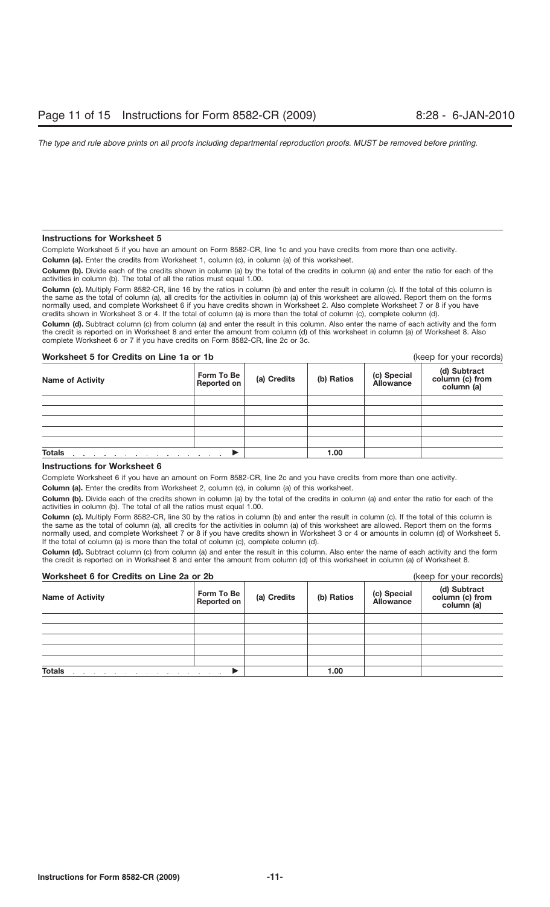### Instructions for Worksheet 5

Complete Worksheet 5 if you have an amount on Form 8582-CR, line 1c and you have credits from more than one activity.

**Column (a).** Enter the credits from Worksheet 1, column (c), in column (a) of this worksheet.

**Column (b).** Divide each of the credits shown in column (a) by the total of the credits in column (a) and enter the ratio for each of the activities in column (b). The total of all the ratios must equal 1.00.

**Column (c).** Multiply Form 8582-CR, line 16 by the ratios in column (b) and enter the result in column (c). If the total of this column is the same as the total of column (a), all credits for the activities in column (a) of this worksheet are allowed. Report them on the forms normally used, and complete Worksheet 6 if you have credits shown in Worksheet 2. Also complete Worksheet 7 or 8 if you have credits shown in Worksheet 3 or 4. If the total of column (a) is more than the total of column (c), complete column (d).

**Column (d).** Subtract column (c) from column (a) and enter the result in this column. Also enter the name of each activity and the form the credit is reported on in Worksheet 8 and enter the amount from column (d) of this worksheet in column (a) of Worksheet 8. Also complete Worksheet 6 or 7 if you have credits on Form 8582-CR, line 2c or 3c.

**Worksheet 5 for Credits on Line 1a or 1b** (keep for your records)

| Name of Activity | Form To Be Reported on | (a) Credits | (b) Ratios | (c) Special Allowance | (d) Subtract column (c) from column (a) |
|---|---|---|---|---|---|
| | | | | | |
| | | | | | |
| | | | | | |
| | | | | | |
| | | | | | |
| **Totals** ▶ | | | 1.00 | | |

### Instructions for Worksheet 6

Complete Worksheet 6 if you have an amount on Form 8582-CR, line 2c and you have credits from more than one activity.

**Column (a).** Enter the credits from Worksheet 2, column (c), in column (a) of this worksheet.

**Column (b).** Divide each of the credits shown in column (a) by the total of the credits in column (a) and enter the ratio for each of the activities in column (b). The total of all the ratios must equal 1.00.

**Column (c).** Multiply Form 8582-CR, line 30 by the ratios in column (b) and enter the result in column (c). If the total of this column is the same as the total of column (a), all credits for the activities in column (a) of this worksheet are allowed. Report them on the forms normally used, and complete Worksheet 7 or 8 if you have credits shown in Worksheet 3 or 4 or amounts in column (d) of Worksheet 5. If the total of column (a) is more than the total of column (c), complete column (d).

**Column (d).** Subtract column (c) from column (a) and enter the result in this column. Also enter the name of each activity and the form the credit is reported on in Worksheet 8 and enter the amount from column (d) of this worksheet in column (a) of Worksheet 8.

**Worksheet 6 for Credits on Line 2a or 2b** (keep for your records)

| Name of Activity | Form To Be Reported on | (a) Credits | (b) Ratios | (c) Special Allowance | (d) Subtract column (c) from column (a) |
|---|---|---|---|---|---|
| | | | | | |
| | | | | | |
| | | | | | |
| | | | | | |
| | | | | | |
| **Totals** ▶ | | | 1.00 | | |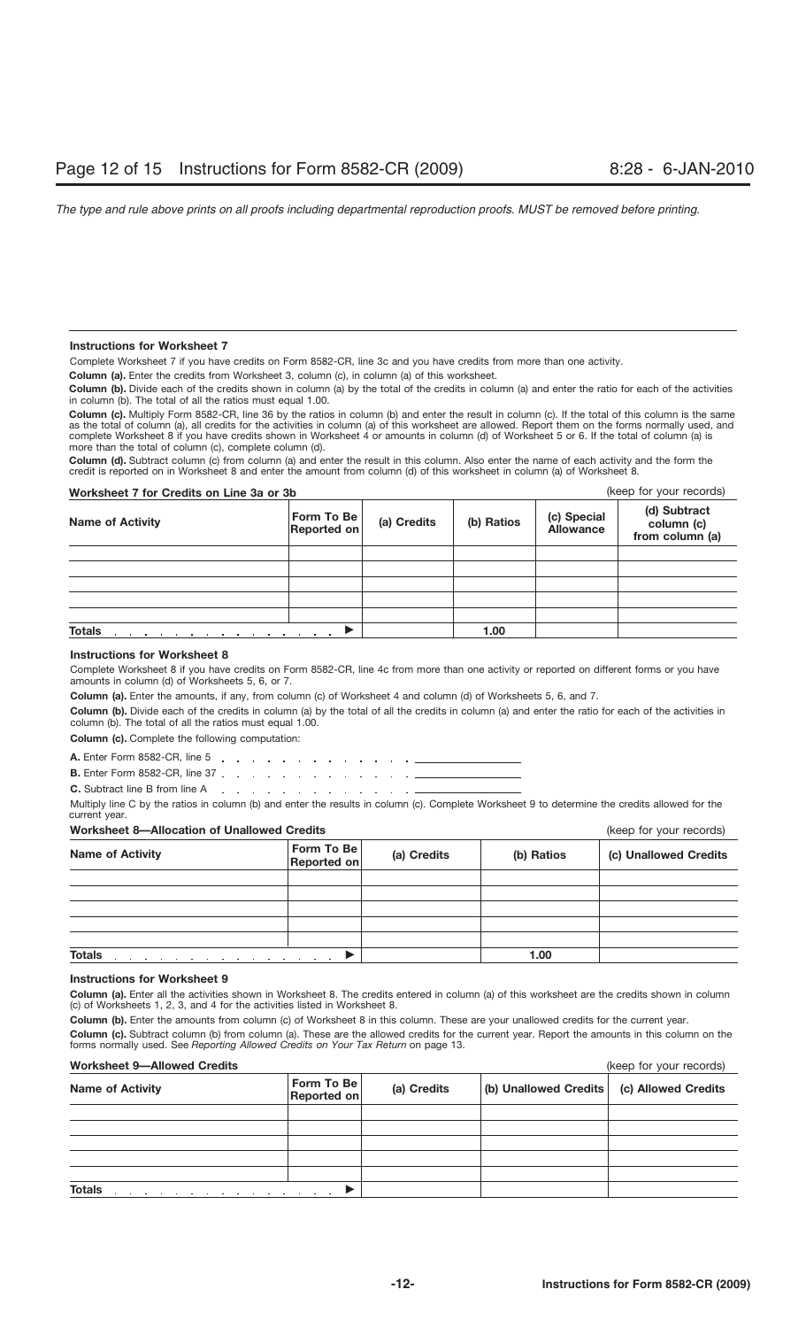### Instructions for Worksheet 7

Complete Worksheet 7 if you have credits on Form 8582-CR, line 3c and you have credits from more than one activity.

**Column (a).** Enter the credits from Worksheet 3, column (c), in column (a) of this worksheet.

**Column (b).** Divide each of the credits shown in column (a) by the total of the credits in column (a) and enter the ratio for each of the activities in column (b). The total of all the ratios must equal 1.00.

**Column (c).** Multiply Form 8582-CR, line 36 by the ratios in column (b) and enter the result in column (c). If the total of this column is the same as the total of column (a), all credits for the activities in column (a) of this worksheet are allowed. Report them on the forms normally used, and complete Worksheet 8 if you have credits shown in Worksheet 4 or amounts in column (d) of Worksheet 5 or 6. If the total of column (a) is more than the total of column (c), complete column (d).

**Column (d).** Subtract column (c) from column (a) and enter the result in this column. Also enter the name of each activity and the form the credit is reported on in Worksheet 8 and enter the amount from column (d) of this worksheet in column (a) of Worksheet 8.

**Worksheet 7 for Credits on Line 3a or 3b** (keep for your records)

| Name of Activity | Form To Be Reported on | (a) Credits | (b) Ratios | (c) Special Allowance | (d) Subtract column (c) from column (a) |
|---|---|---|---|---|---|
| | | | | | |
| | | | | | |
| | | | | | |
| | | | | | |
| | | | | | |
| **Totals** . . . . . . . . . . . . . . ▶ | | | 1.00 | | |

### Instructions for Worksheet 8

Complete Worksheet 8 if you have credits on Form 8582-CR, line 4c from more than one activity or reported on different forms or you have amounts in column (d) of Worksheets 5, 6, or 7.

**Column (a).** Enter the amounts, if any, from column (c) of Worksheet 4 and column (d) of Worksheets 5, 6, and 7.

**Column (b).** Divide each of the credits in column (a) by the total of all the credits in column (a) and enter the ratio for each of the activities in column (b). The total of all the ratios must equal 1.00.

**Column (c).** Complete the following computation:

**A.** Enter Form 8582-CR, line 5 . . . . . . . . . . . . . ________

**B.** Enter Form 8582-CR, line 37 . . . . . . . . . . . . . ________

**C.** Subtract line B from line A . . . . . . . . . . . . . ________

Multiply line C by the ratios in column (b) and enter the results in column (c). Complete Worksheet 9 to determine the credits allowed for the current year.

**Worksheet 8—Allocation of Unallowed Credits** (keep for your records)

| Name of Activity | Form To Be Reported on | (a) Credits | (b) Ratios | (c) Unallowed Credits |
|---|---|---|---|---|
| | | | | |
| | | | | |
| | | | | |
| | | | | |
| | | | | |
| **Totals** . . . . . . . . . . . . . . . ▶ | | | 1.00 | |

### Instructions for Worksheet 9

**Column (a).** Enter all the activities shown in Worksheet 8. The credits entered in column (a) of this worksheet are the credits shown in column (c) of Worksheets 1, 2, 3, and 4 for the activities listed in Worksheet 8.

**Column (b).** Enter the amounts from column (c) of Worksheet 8 in this column. These are your unallowed credits for the current year.

**Column (c).** Subtract column (b) from column (a). These are the allowed credits for the current year. Report the amounts in this column on the forms normally used. See *Reporting Allowed Credits on Your Tax Return* on page 13.

**Worksheet 9—Allowed Credits** (keep for your records)

| Name of Activity | Form To Be Reported on | (a) Credits | (b) Unallowed Credits | (c) Allowed Credits |
|---|---|---|---|---|
| | | | | |
| | | | | |
| | | | | |
| | | | | |
| | | | | |
| **Totals** . . . . . . . . . . . . . . . ▶ | | | | |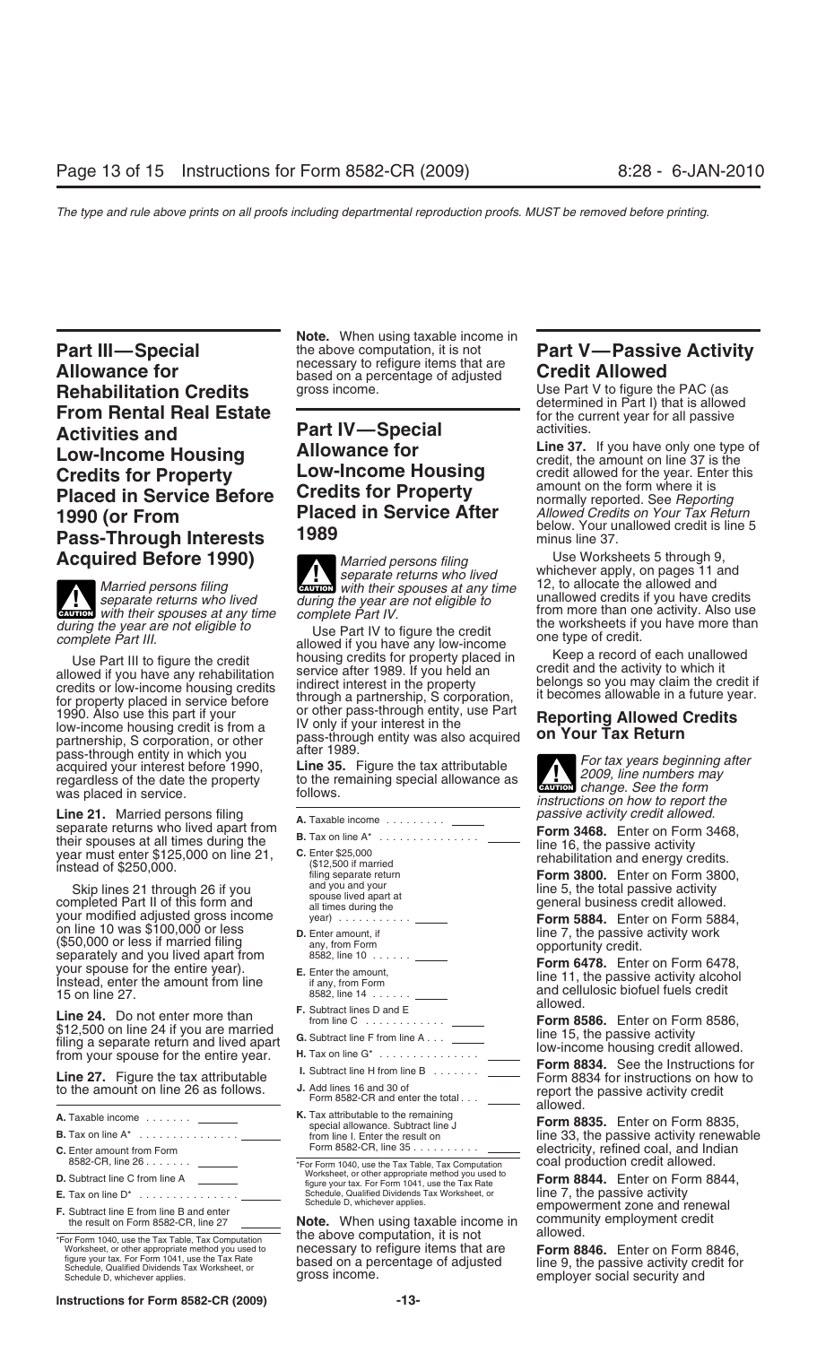## Part III—Special Allowance for Rehabilitation Credits From Rental Real Estate Activities and Low-Income Housing Credits for Property Placed in Service Before 1990 (or From Pass-Through Interests Acquired Before 1990)

**CAUTION** *Married persons filing separate returns who lived with their spouses at any time during the year are not eligible to complete Part III.*

Use Part III to figure the credit allowed if you have any rehabilitation credits or low-income housing credits for property placed in service before 1990. Also use this part if your low-income housing credit is from a partnership, S corporation, or other pass-through entity in which you acquired your interest before 1990, regardless of the date the property was placed in service.

**Line 21.** Married persons filing separate returns who lived apart from their spouses at all times during the year must enter $125,000 on line 21, instead of $250,000.

Skip lines 21 through 26 if you completed Part II of this form and your modified adjusted gross income on line 10 was $100,000 or less ($50,000 or less if married filing separately and you lived apart from your spouse for the entire year). Instead, enter the amount from line 15 on line 27.

**Line 24.** Do not enter more than $12,500 on line 24 if you are married filing a separate return and lived apart from your spouse for the entire year.

**Line 27.** Figure the tax attributable to the amount on line 26 as follows.

| | |
|---|---|
| **A.** Taxable income | ______ |
| **B.** Tax on line A* | ______ |
| **C.** Enter amount from Form 8582-CR, line 26 | ______ |
| **D.** Subtract line C from line A | ______ |
| **E.** Tax on line D* | ______ |
| **F.** Subtract line E from line B and enter the result on Form 8582-CR, line 27 | ______ |

*For Form 1040, use the Tax Table, Tax Computation Worksheet, or other appropriate method you used to figure your tax. For Form 1041, use the Tax Rate Schedule, Qualified Dividends Tax Worksheet, or Schedule D, whichever applies.

**Note.** When using taxable income in the above computation, it is not necessary to refigure items that are based on a percentage of adjusted gross income.

## Part IV—Special Allowance for Low-Income Housing Credits for Property Placed in Service After 1989

**CAUTION** *Married persons filing separate returns who lived with their spouses at any time during the year are not eligible to complete Part IV.*

Use Part IV to figure the credit allowed if you have any low-income housing credits for property placed in service after 1989. If you held an indirect interest in the property through a partnership, S corporation, or other pass-through entity, use Part IV only if your interest in the pass-through entity was also acquired after 1989.

**Line 35.** Figure the tax attributable to the remaining special allowance as follows.

| | |
|---|---|
| **A.** Taxable income | ______ |
| **B.** Tax on line A* | ______ |
| **C.** Enter $25,000 ($12,500 if married filing separate return and you and your spouse lived apart at all times during the year) | ______ |
| **D.** Enter amount, if any, from Form 8582, line 10 | ______ |
| **E.** Enter the amount, if any, from Form 8582, line 14 | ______ |
| **F.** Subtract lines D and E from line C | ______ |
| **G.** Subtract line F from line A | ______ |
| **H.** Tax on line G* | ______ |
| **I.** Subtract line H from line B | ______ |
| **J.** Add lines 16 and 30 of Form 8582-CR and enter the total | ______ |
| **K.** Tax attributable to the remaining special allowance. Subtract line J from line I. Enter the result on Form 8582-CR, line 35 | ______ |

*For Form 1040, use the Tax Table, Tax Computation Worksheet, or other appropriate method you used to figure your tax. For Form 1041, use the Tax Rate Schedule, Qualified Dividends Tax Worksheet, or Schedule D, whichever applies.

**Note.** When using taxable income in the above computation, it is not necessary to refigure items that are based on a percentage of adjusted gross income.

## Part V—Passive Activity Credit Allowed

Use Part V to figure the PAC (as determined in Part I) that is allowed for the current year for all passive activities.

**Line 37.** If you have only one type of credit, the amount on line 37 is the credit allowed for the year. Enter this amount on the form where it is normally reported. See *Reporting Allowed Credits on Your Tax Return* below. Your unallowed credit is line 5 minus line 37.

Use Worksheets 5 through 9, whichever apply, on pages 11 and 12, to allocate the allowed and unallowed credits if you have credits from more than one activity. Also use the worksheets if you have more than one type of credit.

Keep a record of each unallowed credit and the activity to which it belongs so you may claim the credit if it becomes allowable in a future year.

### Reporting Allowed Credits on Your Tax Return

**CAUTION** *For tax years beginning after 2009, line numbers may change. See the form instructions on how to report the passive activity credit allowed.*

**Form 3468.** Enter on Form 3468, line 16, the passive activity rehabilitation and energy credits.

**Form 3800.** Enter on Form 3800, line 5, the total passive activity general business credit allowed.

**Form 5884.** Enter on Form 5884, line 7, the passive activity work opportunity credit.

**Form 6478.** Enter on Form 6478, line 11, the passive activity alcohol and cellulosic biofuel fuels credit allowed.

**Form 8586.** Enter on Form 8586, line 15, the passive activity low-income housing credit allowed.

**Form 8834.** See the Instructions for Form 8834 for instructions on how to report the passive activity credit allowed.

**Form 8835.** Enter on Form 8835, line 33, the passive activity renewable electricity, refined coal, and Indian coal production credit allowed.

**Form 8844.** Enter on Form 8844, line 7, the passive activity empowerment zone and renewal community employment credit allowed.

**Form 8846.** Enter on Form 8846, line 9, the passive activity credit for employer social security and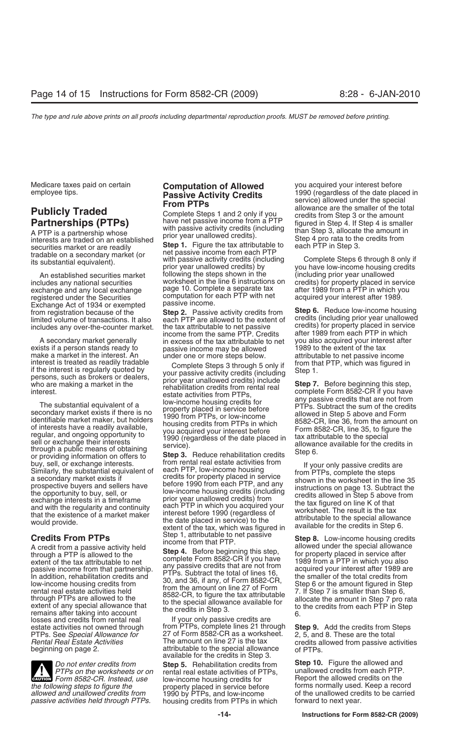Medicare taxes paid on certain employee tips.

## Publicly Traded Partnerships (PTPs)

A PTP is a partnership whose interests are traded on an established securities market or are readily tradable on a secondary market (or its substantial equivalent).

An established securities market includes any national securities exchange and any local exchange registered under the Securities Exchange Act of 1934 or exempted from registration because of the limited volume of transactions. It also includes any over-the-counter market.

A secondary market generally exists if a person stands ready to make a market in the interest. An interest is treated as readily tradable if the interest is regularly quoted by persons, such as brokers or dealers, who are making a market in the interest.

The substantial equivalent of a secondary market exists if there is no identifiable market maker, but holders of interests have a readily available, regular, and ongoing opportunity to sell or exchange their interests through a public means of obtaining or providing information on offers to buy, sell, or exchange interests. Similarly, the substantial equivalent of a secondary market exists if prospective buyers and sellers have the opportunity to buy, sell, or exchange interests in a timeframe and with the regularity and continuity that the existence of a market maker would provide.

### Credits From PTPs

A credit from a passive activity held through a PTP is allowed to the extent of the tax attributable to net passive income from that partnership. In addition, rehabilitation credits and low-income housing credits from rental real estate activities held through PTPs are allowed to the extent of any special allowance that remains after taking into account losses and credits from rental real estate activities not owned through PTPs. See *Special Allowance for Rental Real Estate Activities* beginning on page 2.

**CAUTION** *Do not enter credits from PTPs on the worksheets or on Form 8582-CR. Instead, use the following steps to figure the allowed and unallowed credits from passive activities held through PTPs.*

### Computation of Allowed Passive Activity Credits From PTPs

Complete Steps 1 and 2 only if you have net passive income from a PTP with passive activity credits (including prior year unallowed credits).

**Step 1.** Figure the tax attributable to net passive income from each PTP with passive activity credits (including prior year unallowed credits) by following the steps shown in the worksheet in the line 6 instructions on page 10. Complete a separate tax computation for each PTP with net passive income.

**Step 2.** Passive activity credits from each PTP are allowed to the extent of the tax attributable to net passive income from the same PTP. Credits in excess of the tax attributable to net passive income may be allowed under one or more steps below.

Complete Steps 3 through 5 only if your passive activity credits (including prior year unallowed credits) include rehabilitation credits from rental real estate activities from PTPs, low-income housing credits for property placed in service before 1990 from PTPs, or low-income housing credits from PTPs in which you acquired your interest before 1990 (regardless of the date placed in service).

**Step 3.** Reduce rehabilitation credits from rental real estate activities from each PTP, low-income housing credits for property placed in service before 1990 from each PTP, and any low-income housing credits (including prior year unallowed credits) from each PTP in which you acquired your interest before 1990 (regardless of the date placed in service) to the extent of the tax, which was figured in Step 1, attributable to net passive income from that PTP.

**Step 4.** Before beginning this step, complete Form 8582-CR if you have any passive credits that are not from PTPs. Subtract the total of lines 16, 30, and 36, if any, of Form 8582-CR, from the amount on line 27 of Form 8582-CR, to figure the tax attributable to the special allowance available for the credits in Step 3.

If your only passive credits are from PTPs, complete lines 21 through 27 of Form 8582-CR as a worksheet. The amount on line 27 is the tax attributable to the special allowance available for the credits in Step 3.

**Step 5.** Rehabilitation credits from rental real estate activities of PTPs, low-income housing credits for property placed in service before 1990 by PTPs, and low-income housing credits from PTPs in which you acquired your interest before 1990 (regardless of the date placed in service) allowed under the special allowance are the smaller of the total credits from Step 3 or the amount figured in Step 4. If Step 4 is smaller than Step 3, allocate the amount in Step 4 pro rata to the credits from each PTP in Step 3.

Complete Steps 6 through 8 only if you have low-income housing credits (including prior year unallowed credits) for property placed in service after 1989 from a PTP in which you acquired your interest after 1989.

**Step 6.** Reduce low-income housing credits (including prior year unallowed credits) for property placed in service after 1989 from each PTP in which you also acquired your interest after 1989 to the extent of the tax attributable to net passive income from that PTP, which was figured in Step 1.

**Step 7.** Before beginning this step, complete Form 8582-CR if you have any passive credits that are not from PTPs. Subtract the sum of the credits allowed in Step 5 above and Form 8582-CR, line 36, from the amount on Form 8582-CR, line 35, to figure the tax attributable to the special allowance available for the credits in Step 6.

If your only passive credits are from PTPs, complete the steps shown in the worksheet in the line 35 instructions on page 13. Subtract the credits allowed in Step 5 above from the tax figured on line K of that worksheet. The result is the tax attributable to the special allowance available for the credits in Step 6.

**Step 8.** Low-income housing credits allowed under the special allowance for property placed in service after 1989 from a PTP in which you also acquired your interest after 1989 are the smaller of the total credits from Step 6 or the amount figured in Step 7. If Step 7 is smaller than Step 6, allocate the amount in Step 7 pro rata to the credits from each PTP in Step 6.

**Step 9.** Add the credits from Steps 2, 5, and 8. These are the total credits allowed from passive activities of PTPs.

**Step 10.** Figure the allowed and unallowed credits from each PTP. Report the allowed credits on the forms normally used. Keep a record of the unallowed credits to be carried forward to next year.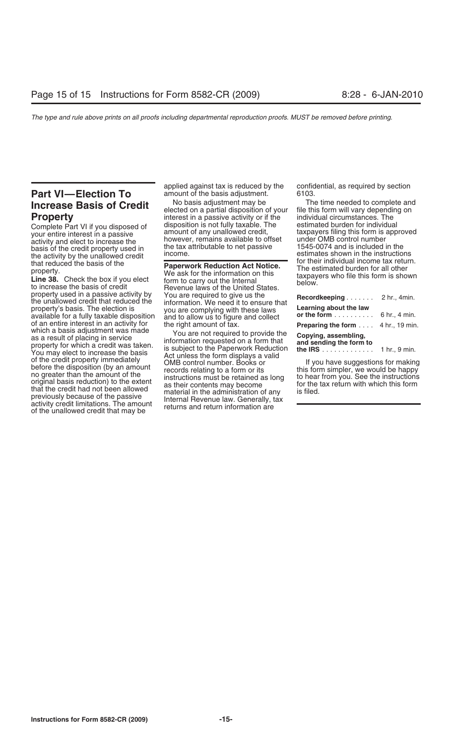## Part VI—Election To Increase Basis of Credit Property

Complete Part VI if you disposed of your entire interest in a passive activity and elect to increase the basis of the credit property used in the activity by the unallowed credit that reduced the basis of the property.

**Line 38.** Check the box if you elect to increase the basis of credit property used in a passive activity by the unallowed credit that reduced the property's basis. The election is available for a fully taxable disposition of an entire interest in an activity for which a basis adjustment was made as a result of placing in service property for which a credit was taken. You may elect to increase the basis of the credit property immediately before the disposition (by an amount no greater than the amount of the original basis reduction) to the extent that the credit had not been allowed previously because of the passive activity credit limitations. The amount of the unallowed credit that may be applied against tax is reduced by the amount of the basis adjustment.

No basis adjustment may be elected on a partial disposition of your interest in a passive activity or if the disposition is not fully taxable. The amount of any unallowed credit, however, remains available to offset the tax attributable to net passive income.

**Paperwork Reduction Act Notice.** We ask for the information on this form to carry out the Internal Revenue laws of the United States. You are required to give us the information. We need it to ensure that you are complying with these laws and to allow us to figure and collect the right amount of tax.

You are not required to provide the information requested on a form that is subject to the Paperwork Reduction Act unless the form displays a valid OMB control number. Books or records relating to a form or its instructions must be retained as long as their contents may become material in the administration of any Internal Revenue law. Generally, tax returns and return information are confidential, as required by section 6103.

The time needed to complete and file this form will vary depending on individual circumstances. The estimated burden for individual taxpayers filing this form is approved under OMB control number 1545-0074 and is included in the estimates shown in the instructions for their individual income tax return. The estimated burden for all other taxpayers who file this form is shown below.

| | |
|---|---|
| **Recordkeeping** | 2 hr., 4min. |
| **Learning about the law or the form** | 6 hr., 4 min. |
| **Preparing the form** | 4 hr., 19 min. |
| **Copying, assembling, and sending the form to the IRS** | 1 hr., 9 min. |

If you have suggestions for making this form simpler, we would be happy to hear from you. See the instructions for the tax return with which this form is filed.